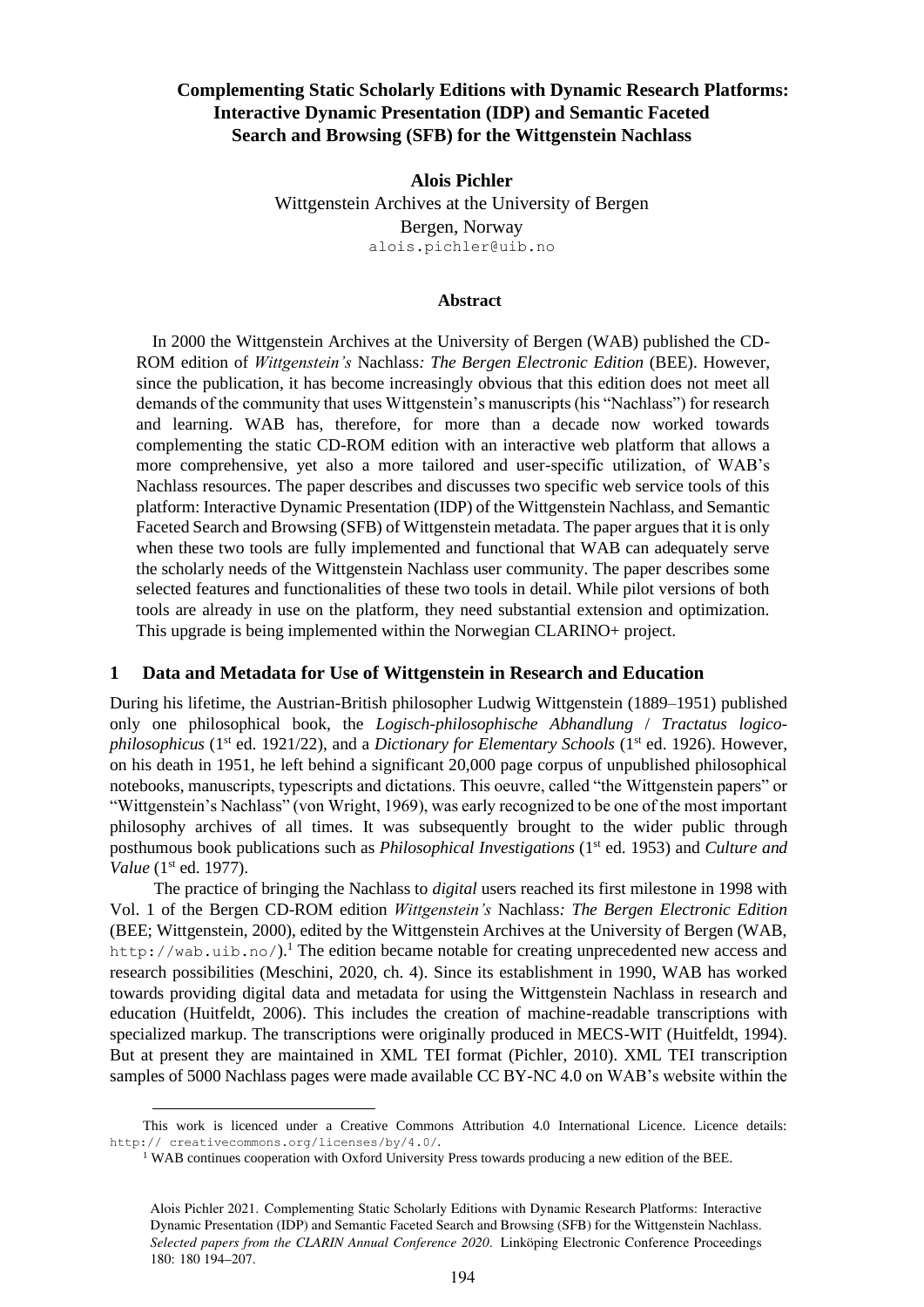# Complementing Static Scholarly Editions with Dynamic Research Platforms: Interactive Dynamic Presentation (IDP) and Semantic Faceted Search and Browsing (SFB) for the Wittgenstein Nachlass

**Alois Pichler**
Wittgenstein Archives at the University of Bergen
Bergen, Norway
alois.pichler@uib.no

### Abstract

In 2000 the Wittgenstein Archives at the University of Bergen (WAB) published the CD-ROM edition of *Wittgenstein's* Nachlass*: The Bergen Electronic Edition* (BEE). However, since the publication, it has become increasingly obvious that this edition does not meet all demands of the community that uses Wittgenstein's manuscripts (his "Nachlass") for research and learning. WAB has, therefore, for more than a decade now worked towards complementing the static CD-ROM edition with an interactive web platform that allows a more comprehensive, yet also a more tailored and user-specific utilization, of WAB's Nachlass resources. The paper describes and discusses two specific web service tools of this platform: Interactive Dynamic Presentation (IDP) of the Wittgenstein Nachlass, and Semantic Faceted Search and Browsing (SFB) of Wittgenstein metadata. The paper argues that it is only when these two tools are fully implemented and functional that WAB can adequately serve the scholarly needs of the Wittgenstein Nachlass user community. The paper describes some selected features and functionalities of these two tools in detail. While pilot versions of both tools are already in use on the platform, they need substantial extension and optimization. This upgrade is being implemented within the Norwegian CLARINO+ project.

## 1 Data and Metadata for Use of Wittgenstein in Research and Education

During his lifetime, the Austrian-British philosopher Ludwig Wittgenstein (1889–1951) published only one philosophical book, the *Logisch-philosophische Abhandlung* / *Tractatus logico-philosophicus* (1st ed. 1921/22), and a *Dictionary for Elementary Schools* (1st ed. 1926). However, on his death in 1951, he left behind a significant 20,000 page corpus of unpublished philosophical notebooks, manuscripts, typescripts and dictations. This oeuvre, called "the Wittgenstein papers" or "Wittgenstein's Nachlass" (von Wright, 1969), was early recognized to be one of the most important philosophy archives of all times. It was subsequently brought to the wider public through posthumous book publications such as *Philosophical Investigations* (1st ed. 1953) and *Culture and Value* (1st ed. 1977).

The practice of bringing the Nachlass to *digital* users reached its first milestone in 1998 with Vol. 1 of the Bergen CD-ROM edition *Wittgenstein's* Nachlass*: The Bergen Electronic Edition* (BEE; Wittgenstein, 2000), edited by the Wittgenstein Archives at the University of Bergen (WAB, http://wab.uib.no/).[1] The edition became notable for creating unprecedented new access and research possibilities (Meschini, 2020, ch. 4). Since its establishment in 1990, WAB has worked towards providing digital data and metadata for using the Wittgenstein Nachlass in research and education (Huitfeldt, 2006). This includes the creation of machine-readable transcriptions with specialized markup. The transcriptions were originally produced in MECS-WIT (Huitfeldt, 1994). But at present they are maintained in XML TEI format (Pichler, 2010). XML TEI transcription samples of 5000 Nachlass pages were made available CC BY-NC 4.0 on WAB's website within the

---

This work is licenced under a Creative Commons Attribution 4.0 International Licence. Licence details: http:// creativecommons.org/licenses/by/4.0/.

[1] WAB continues cooperation with Oxford University Press towards producing a new edition of the BEE.

Alois Pichler 2021. Complementing Static Scholarly Editions with Dynamic Research Platforms: Interactive Dynamic Presentation (IDP) and Semantic Faceted Search and Browsing (SFB) for the Wittgenstein Nachlass. *Selected papers from the CLARIN Annual Conference 2020*. Linköping Electronic Conference Proceedings 180: 180 194–207.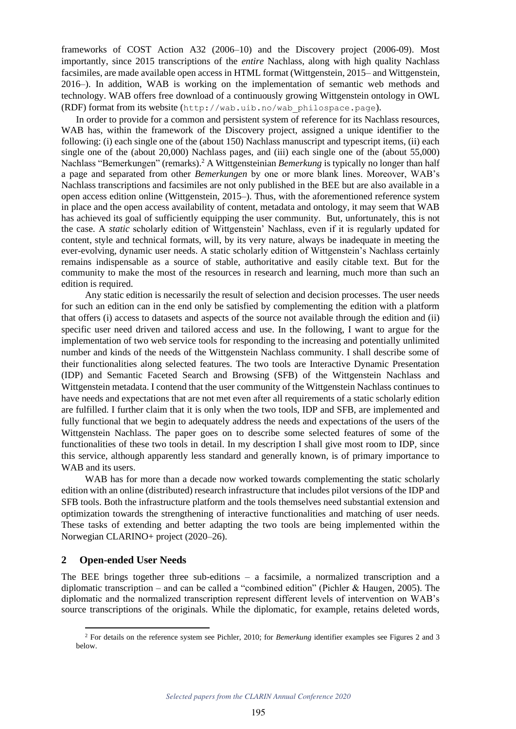frameworks of COST Action A32 (2006–10) and the Discovery project (2006-09). Most importantly, since 2015 transcriptions of the *entire* Nachlass, along with high quality Nachlass facsimiles, are made available open access in HTML format (Wittgenstein, 2015– and Wittgenstein, 2016–). In addition, WAB is working on the implementation of semantic web methods and technology. WAB offers free download of a continuously growing Wittgenstein ontology in OWL (RDF) format from its website (`http://wab.uib.no/wab_philospace.page`).

In order to provide for a common and persistent system of reference for its Nachlass resources, WAB has, within the framework of the Discovery project, assigned a unique identifier to the following: (i) each single one of the (about 150) Nachlass manuscript and typescript items, (ii) each single one of the (about 20,000) Nachlass pages, and (iii) each single one of the (about 55,000) Nachlass "Bemerkungen" (remarks).[2] A Wittgensteinian *Bemerkung* is typically no longer than half a page and separated from other *Bemerkungen* by one or more blank lines. Moreover, WAB's Nachlass transcriptions and facsimiles are not only published in the BEE but are also available in a open access edition online (Wittgenstein, 2015–). Thus, with the aforementioned reference system in place and the open access availability of content, metadata and ontology, it may seem that WAB has achieved its goal of sufficiently equipping the user community. But, unfortunately, this is not the case. A *static* scholarly edition of Wittgenstein' Nachlass, even if it is regularly updated for content, style and technical formats, will, by its very nature, always be inadequate in meeting the ever-evolving, dynamic user needs. A static scholarly edition of Wittgenstein's Nachlass certainly remains indispensable as a source of stable, authoritative and easily citable text. But for the community to make the most of the resources in research and learning, much more than such an edition is required.

Any static edition is necessarily the result of selection and decision processes. The user needs for such an edition can in the end only be satisfied by complementing the edition with a platform that offers (i) access to datasets and aspects of the source not available through the edition and (ii) specific user need driven and tailored access and use. In the following, I want to argue for the implementation of two web service tools for responding to the increasing and potentially unlimited number and kinds of the needs of the Wittgenstein Nachlass community. I shall describe some of their functionalities along selected features. The two tools are Interactive Dynamic Presentation (IDP) and Semantic Faceted Search and Browsing (SFB) of the Wittgenstein Nachlass and Wittgenstein metadata. I contend that the user community of the Wittgenstein Nachlass continues to have needs and expectations that are not met even after all requirements of a static scholarly edition are fulfilled. I further claim that it is only when the two tools, IDP and SFB, are implemented and fully functional that we begin to adequately address the needs and expectations of the users of the Wittgenstein Nachlass. The paper goes on to describe some selected features of some of the functionalities of these two tools in detail. In my description I shall give most room to IDP, since this service, although apparently less standard and generally known, is of primary importance to WAB and its users.

WAB has for more than a decade now worked towards complementing the static scholarly edition with an online (distributed) research infrastructure that includes pilot versions of the IDP and SFB tools. Both the infrastructure platform and the tools themselves need substantial extension and optimization towards the strengthening of interactive functionalities and matching of user needs. These tasks of extending and better adapting the two tools are being implemented within the Norwegian CLARINO+ project (2020–26).

## 2 Open-ended User Needs

The BEE brings together three sub-editions – a facsimile, a normalized transcription and a diplomatic transcription – and can be called a "combined edition" (Pichler & Haugen, 2005). The diplomatic and the normalized transcription represent different levels of intervention on WAB's source transcriptions of the originals. While the diplomatic, for example, retains deleted words,

[2] For details on the reference system see Pichler, 2010; for *Bemerkung* identifier examples see Figures 2 and 3 below.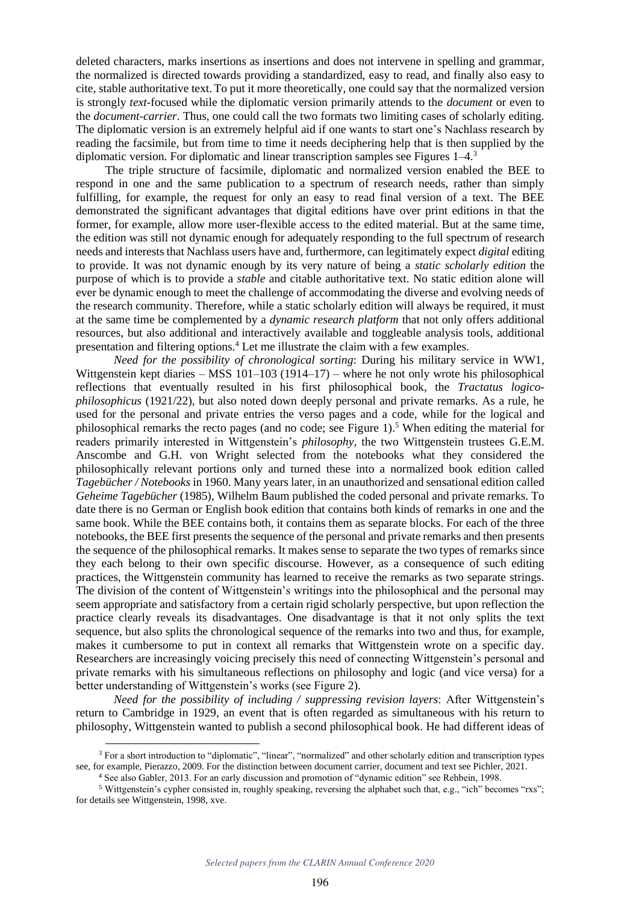deleted characters, marks insertions as insertions and does not intervene in spelling and grammar, the normalized is directed towards providing a standardized, easy to read, and finally also easy to cite, stable authoritative text. To put it more theoretically, one could say that the normalized version is strongly *text*-focused while the diplomatic version primarily attends to the *document* or even to the *document-carrier*. Thus, one could call the two formats two limiting cases of scholarly editing. The diplomatic version is an extremely helpful aid if one wants to start one's Nachlass research by reading the facsimile, but from time to time it needs deciphering help that is then supplied by the diplomatic version. For diplomatic and linear transcription samples see Figures 1–4.[3]

The triple structure of facsimile, diplomatic and normalized version enabled the BEE to respond in one and the same publication to a spectrum of research needs, rather than simply fulfilling, for example, the request for only an easy to read final version of a text. The BEE demonstrated the significant advantages that digital editions have over print editions in that the former, for example, allow more user-flexible access to the edited material. But at the same time, the edition was still not dynamic enough for adequately responding to the full spectrum of research needs and interests that Nachlass users have and, furthermore, can legitimately expect *digital* editing to provide. It was not dynamic enough by its very nature of being a *static scholarly edition* the purpose of which is to provide a *stable* and citable authoritative text. No static edition alone will ever be dynamic enough to meet the challenge of accommodating the diverse and evolving needs of the research community. Therefore, while a static scholarly edition will always be required, it must at the same time be complemented by a *dynamic research platform* that not only offers additional resources, but also additional and interactively available and toggleable analysis tools, additional presentation and filtering options.[4] Let me illustrate the claim with a few examples.

*Need for the possibility of chronological sorting*: During his military service in WW1, Wittgenstein kept diaries – MSS 101–103 (1914–17) – where he not only wrote his philosophical reflections that eventually resulted in his first philosophical book, the *Tractatus logico-philosophicus* (1921/22), but also noted down deeply personal and private remarks. As a rule, he used for the personal and private entries the verso pages and a code, while for the logical and philosophical remarks the recto pages (and no code; see Figure 1).[5] When editing the material for readers primarily interested in Wittgenstein's *philosophy*, the two Wittgenstein trustees G.E.M. Anscombe and G.H. von Wright selected from the notebooks what they considered the philosophically relevant portions only and turned these into a normalized book edition called *Tagebücher / Notebooks* in 1960. Many years later, in an unauthorized and sensational edition called *Geheime Tagebücher* (1985), Wilhelm Baum published the coded personal and private remarks. To date there is no German or English book edition that contains both kinds of remarks in one and the same book. While the BEE contains both, it contains them as separate blocks. For each of the three notebooks, the BEE first presents the sequence of the personal and private remarks and then presents the sequence of the philosophical remarks. It makes sense to separate the two types of remarks since they each belong to their own specific discourse. However, as a consequence of such editing practices, the Wittgenstein community has learned to receive the remarks as two separate strings. The division of the content of Wittgenstein's writings into the philosophical and the personal may seem appropriate and satisfactory from a certain rigid scholarly perspective, but upon reflection the practice clearly reveals its disadvantages. One disadvantage is that it not only splits the text sequence, but also splits the chronological sequence of the remarks into two and thus, for example, makes it cumbersome to put in context all remarks that Wittgenstein wrote on a specific day. Researchers are increasingly voicing precisely this need of connecting Wittgenstein's personal and private remarks with his simultaneous reflections on philosophy and logic (and vice versa) for a better understanding of Wittgenstein's works (see Figure 2).

*Need for the possibility of including / suppressing revision layers*: After Wittgenstein's return to Cambridge in 1929, an event that is often regarded as simultaneous with his return to philosophy, Wittgenstein wanted to publish a second philosophical book. He had different ideas of

[3] For a short introduction to "diplomatic", "linear", "normalized" and other scholarly edition and transcription types see, for example, Pierazzo, 2009. For the distinction between document carrier, document and text see Pichler, 2021.

[4] See also Gabler, 2013. For an early discussion and promotion of "dynamic edition" see Rehbein, 1998.

[5] Wittgenstein's cypher consisted in, roughly speaking, reversing the alphabet such that, e.g., "ich" becomes "rxs"; for details see Wittgenstein, 1998, xve.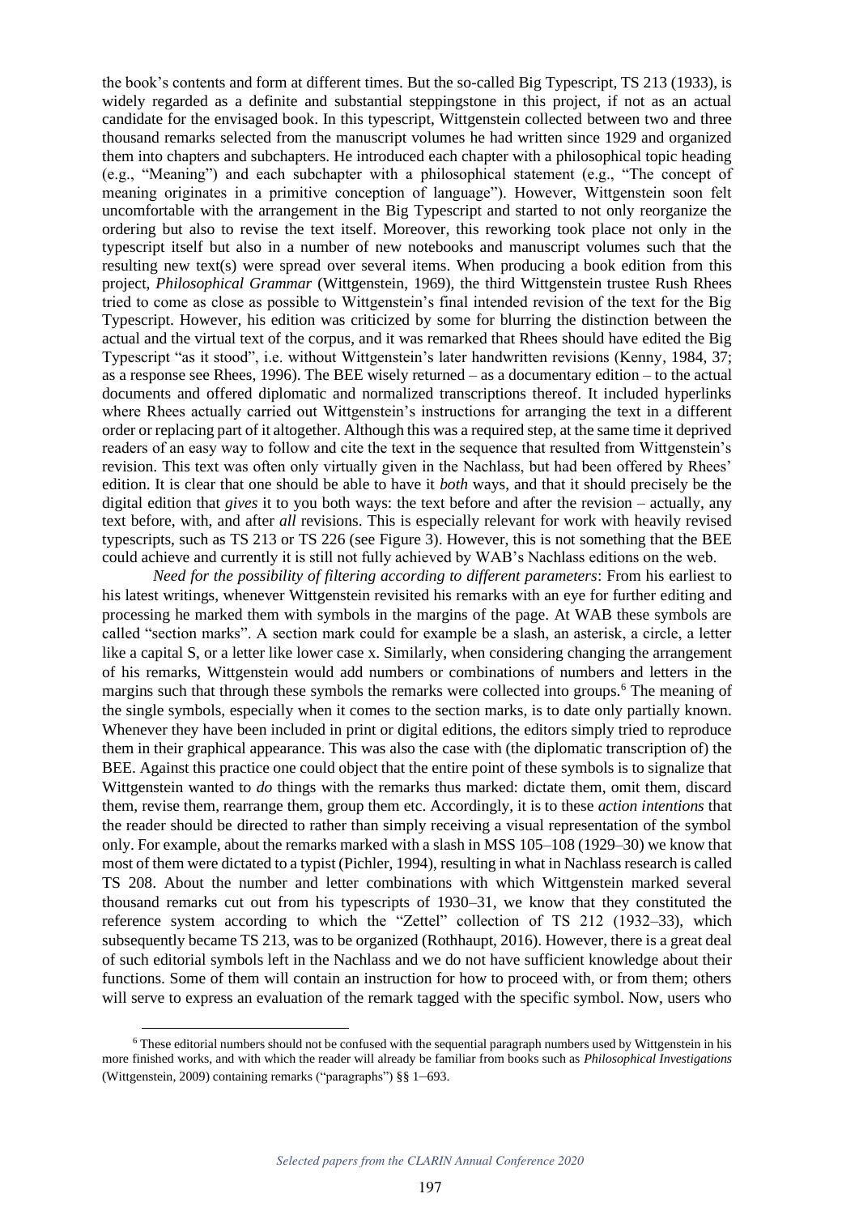the book's contents and form at different times. But the so-called Big Typescript, TS 213 (1933), is widely regarded as a definite and substantial steppingstone in this project, if not as an actual candidate for the envisaged book. In this typescript, Wittgenstein collected between two and three thousand remarks selected from the manuscript volumes he had written since 1929 and organized them into chapters and subchapters. He introduced each chapter with a philosophical topic heading (e.g., "Meaning") and each subchapter with a philosophical statement (e.g., "The concept of meaning originates in a primitive conception of language"). However, Wittgenstein soon felt uncomfortable with the arrangement in the Big Typescript and started to not only reorganize the ordering but also to revise the text itself. Moreover, this reworking took place not only in the typescript itself but also in a number of new notebooks and manuscript volumes such that the resulting new text(s) were spread over several items. When producing a book edition from this project, *Philosophical Grammar* (Wittgenstein, 1969), the third Wittgenstein trustee Rush Rhees tried to come as close as possible to Wittgenstein's final intended revision of the text for the Big Typescript. However, his edition was criticized by some for blurring the distinction between the actual and the virtual text of the corpus, and it was remarked that Rhees should have edited the Big Typescript "as it stood", i.e. without Wittgenstein's later handwritten revisions (Kenny, 1984, 37; as a response see Rhees, 1996). The BEE wisely returned – as a documentary edition – to the actual documents and offered diplomatic and normalized transcriptions thereof. It included hyperlinks where Rhees actually carried out Wittgenstein's instructions for arranging the text in a different order or replacing part of it altogether. Although this was a required step, at the same time it deprived readers of an easy way to follow and cite the text in the sequence that resulted from Wittgenstein's revision. This text was often only virtually given in the Nachlass, but had been offered by Rhees' edition. It is clear that one should be able to have it *both* ways, and that it should precisely be the digital edition that *gives* it to you both ways: the text before and after the revision – actually, any text before, with, and after *all* revisions. This is especially relevant for work with heavily revised typescripts, such as TS 213 or TS 226 (see Figure 3). However, this is not something that the BEE could achieve and currently it is still not fully achieved by WAB's Nachlass editions on the web.

*Need for the possibility of filtering according to different parameters*: From his earliest to his latest writings, whenever Wittgenstein revisited his remarks with an eye for further editing and processing he marked them with symbols in the margins of the page. At WAB these symbols are called "section marks". A section mark could for example be a slash, an asterisk, a circle, a letter like a capital S, or a letter like lower case x. Similarly, when considering changing the arrangement of his remarks, Wittgenstein would add numbers or combinations of numbers and letters in the margins such that through these symbols the remarks were collected into groups.[6] The meaning of the single symbols, especially when it comes to the section marks, is to date only partially known. Whenever they have been included in print or digital editions, the editors simply tried to reproduce them in their graphical appearance. This was also the case with (the diplomatic transcription of) the BEE. Against this practice one could object that the entire point of these symbols is to signalize that Wittgenstein wanted to *do* things with the remarks thus marked: dictate them, omit them, discard them, revise them, rearrange them, group them etc. Accordingly, it is to these *action intentions* that the reader should be directed to rather than simply receiving a visual representation of the symbol only. For example, about the remarks marked with a slash in MSS 105–108 (1929–30) we know that most of them were dictated to a typist (Pichler, 1994), resulting in what in Nachlass research is called TS 208. About the number and letter combinations with which Wittgenstein marked several thousand remarks cut out from his typescripts of 1930–31, we know that they constituted the reference system according to which the "Zettel" collection of TS 212 (1932–33), which subsequently became TS 213, was to be organized (Rothhaupt, 2016). However, there is a great deal of such editorial symbols left in the Nachlass and we do not have sufficient knowledge about their functions. Some of them will contain an instruction for how to proceed with, or from them; others will serve to express an evaluation of the remark tagged with the specific symbol. Now, users who

[6] These editorial numbers should not be confused with the sequential paragraph numbers used by Wittgenstein in his more finished works, and with which the reader will already be familiar from books such as *Philosophical Investigations* (Wittgenstein, 2009) containing remarks ("paragraphs") §§ 1–693.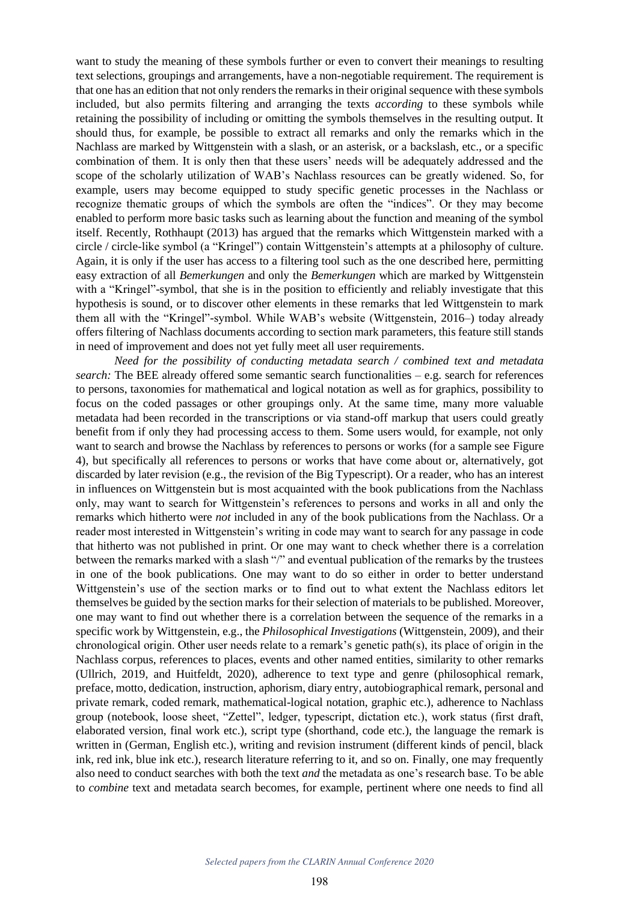want to study the meaning of these symbols further or even to convert their meanings to resulting text selections, groupings and arrangements, have a non-negotiable requirement. The requirement is that one has an edition that not only renders the remarks in their original sequence with these symbols included, but also permits filtering and arranging the texts *according* to these symbols while retaining the possibility of including or omitting the symbols themselves in the resulting output. It should thus, for example, be possible to extract all remarks and only the remarks which in the Nachlass are marked by Wittgenstein with a slash, or an asterisk, or a backslash, etc., or a specific combination of them. It is only then that these users' needs will be adequately addressed and the scope of the scholarly utilization of WAB's Nachlass resources can be greatly widened. So, for example, users may become equipped to study specific genetic processes in the Nachlass or recognize thematic groups of which the symbols are often the "indices". Or they may become enabled to perform more basic tasks such as learning about the function and meaning of the symbol itself. Recently, Rothhaupt (2013) has argued that the remarks which Wittgenstein marked with a circle / circle-like symbol (a "Kringel") contain Wittgenstein's attempts at a philosophy of culture. Again, it is only if the user has access to a filtering tool such as the one described here, permitting easy extraction of all *Bemerkungen* and only the *Bemerkungen* which are marked by Wittgenstein with a "Kringel"-symbol, that she is in the position to efficiently and reliably investigate that this hypothesis is sound, or to discover other elements in these remarks that led Wittgenstein to mark them all with the "Kringel"-symbol. While WAB's website (Wittgenstein, 2016–) today already offers filtering of Nachlass documents according to section mark parameters, this feature still stands in need of improvement and does not yet fully meet all user requirements.

*Need for the possibility of conducting metadata search / combined text and metadata search:* The BEE already offered some semantic search functionalities – e.g. search for references to persons, taxonomies for mathematical and logical notation as well as for graphics, possibility to focus on the coded passages or other groupings only. At the same time, many more valuable metadata had been recorded in the transcriptions or via stand-off markup that users could greatly benefit from if only they had processing access to them. Some users would, for example, not only want to search and browse the Nachlass by references to persons or works (for a sample see Figure 4), but specifically all references to persons or works that have come about or, alternatively, got discarded by later revision (e.g., the revision of the Big Typescript). Or a reader, who has an interest in influences on Wittgenstein but is most acquainted with the book publications from the Nachlass only, may want to search for Wittgenstein's references to persons and works in all and only the remarks which hitherto were *not* included in any of the book publications from the Nachlass. Or a reader most interested in Wittgenstein's writing in code may want to search for any passage in code that hitherto was not published in print. Or one may want to check whether there is a correlation between the remarks marked with a slash "/" and eventual publication of the remarks by the trustees in one of the book publications. One may want to do so either in order to better understand Wittgenstein's use of the section marks or to find out to what extent the Nachlass editors let themselves be guided by the section marks for their selection of materials to be published. Moreover, one may want to find out whether there is a correlation between the sequence of the remarks in a specific work by Wittgenstein, e.g., the *Philosophical Investigations* (Wittgenstein, 2009), and their chronological origin. Other user needs relate to a remark's genetic path(s), its place of origin in the Nachlass corpus, references to places, events and other named entities, similarity to other remarks (Ullrich, 2019, and Huitfeldt, 2020), adherence to text type and genre (philosophical remark, preface, motto, dedication, instruction, aphorism, diary entry, autobiographical remark, personal and private remark, coded remark, mathematical-logical notation, graphic etc.), adherence to Nachlass group (notebook, loose sheet, "Zettel", ledger, typescript, dictation etc.), work status (first draft, elaborated version, final work etc.), script type (shorthand, code etc.), the language the remark is written in (German, English etc.), writing and revision instrument (different kinds of pencil, black ink, red ink, blue ink etc.), research literature referring to it, and so on. Finally, one may frequently also need to conduct searches with both the text *and* the metadata as one's research base. To be able to *combine* text and metadata search becomes, for example, pertinent where one needs to find all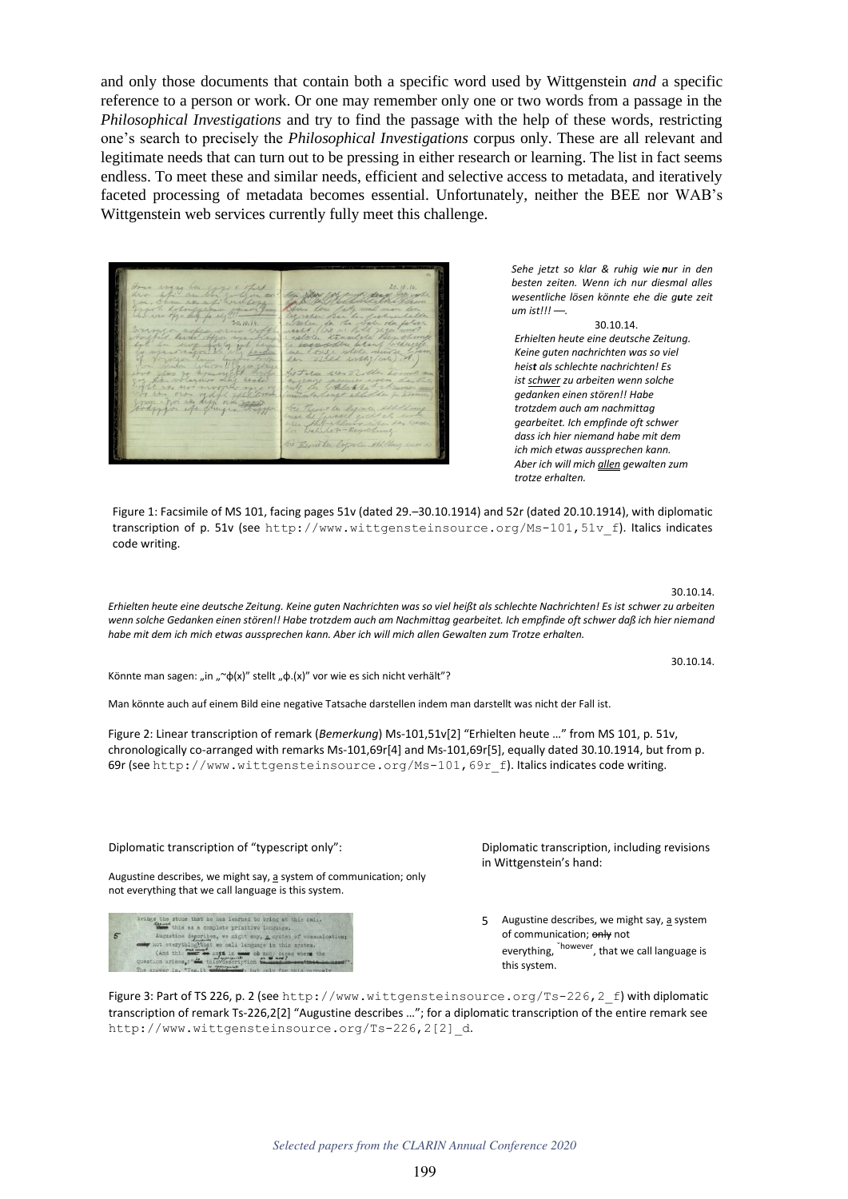and only those documents that contain both a specific word used by Wittgenstein *and* a specific reference to a person or work. Or one may remember only one or two words from a passage in the *Philosophical Investigations* and try to find the passage with the help of these words, restricting one's search to precisely the *Philosophical Investigations* corpus only. These are all relevant and legitimate needs that can turn out to be pressing in either research or learning. The list in fact seems endless. To meet these and similar needs, efficient and selective access to metadata, and iteratively faceted processing of metadata becomes essential. Unfortunately, neither the BEE nor WAB's Wittgenstein web services currently fully meet this challenge.

*Sehe jetzt so klar & ruhig wie **n**ur in den besten zeiten. Wenn ich nur diesmal alles wesentliche lösen könnte ehe die g**u**te zeit um ist!!! —.*

30.10.14.

*Erhielten heute eine deutsche Zeitung. Keine guten nachrichten was so viel heis**t** als schlechte nachrichten! Es ist schwer zu arbeiten wenn solche gedanken einen stören!! Habe trotzdem auch am nachmittag gearbeitet. Ich empfinde oft schwer dass ich hier niemand habe mit dem ich mich etwas aussprechen kann. Aber ich will mich allen gewalten zum trotze erhalten.*

Figure 1: Facsimile of MS 101, facing pages 51v (dated 29.–30.10.1914) and 52r (dated 20.10.1914), with diplomatic transcription of p. 51v (see `http://www.wittgensteinsource.org/Ms-101,51v_f`). Italics indicates code writing.

30.10.14.

*Erhielten heute eine deutsche Zeitung. Keine guten Nachrichten was so viel heißt als schlechte Nachrichten! Es ist schwer zu arbeiten wenn solche Gedanken einen stören!! Habe trotzdem auch am Nachmittag gearbeitet. Ich empfinde oft schwer daß ich hier niemand habe mit dem ich mich etwas aussprechen kann. Aber ich will mich allen Gewalten zum Trotze erhalten.*

30.10.14.

Könnte man sagen: „in „~φ(x)" stellt „φ.(x)" vor wie es sich nicht verhält"?

Man könnte auch auf einem Bild eine negative Tatsache darstellen indem man darstellt was nicht der Fall ist.

Figure 2: Linear transcription of remark (*Bemerkung*) Ms-101,51v[2] "Erhielten heute …" from MS 101, p. 51v, chronologically co-arranged with remarks Ms-101,69r[4] and Ms-101,69r[5], equally dated 30.10.1914, but from p. 69r (see `http://www.wittgensteinsource.org/Ms-101,69r_f`). Italics indicates code writing.

Diplomatic transcription of "typescript only":

Augustine describes, we might say, <u>a</u> system of communication; only not everything that we call language is this system.

Diplomatic transcription, including revisions in Wittgenstein's hand:

5 Augustine describes, we might say, <u>a</u> system of communication; ~~only~~ not everything, ˇhowever, that we call language is this system.

Figure 3: Part of TS 226, p. 2 (see `http://www.wittgensteinsource.org/Ts-226,2_f`) with diplomatic transcription of remark Ts-226,2[2] "Augustine describes …"; for a diplomatic transcription of the entire remark see `http://www.wittgensteinsource.org/Ts-226,2[2]_d`.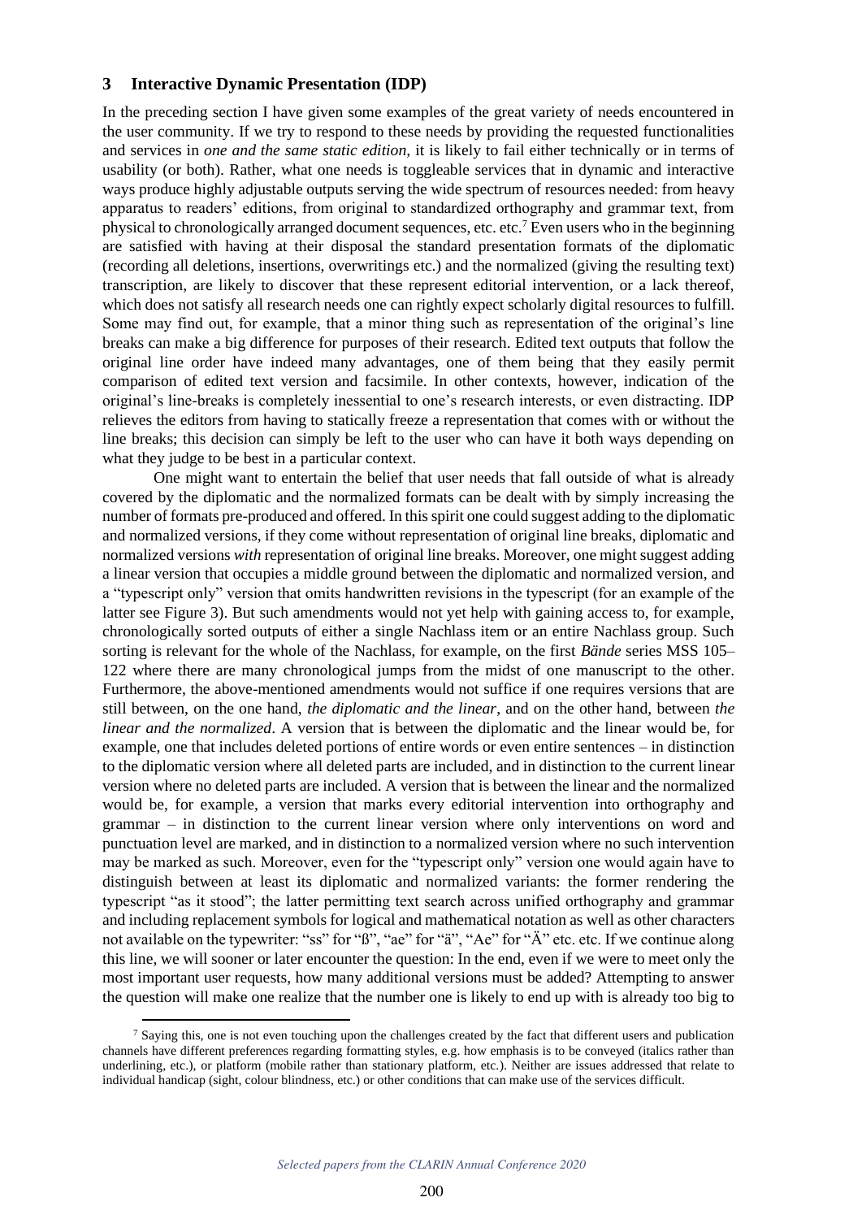## 3 Interactive Dynamic Presentation (IDP)

In the preceding section I have given some examples of the great variety of needs encountered in the user community. If we try to respond to these needs by providing the requested functionalities and services in *one and the same static edition*, it is likely to fail either technically or in terms of usability (or both). Rather, what one needs is toggleable services that in dynamic and interactive ways produce highly adjustable outputs serving the wide spectrum of resources needed: from heavy apparatus to readers' editions, from original to standardized orthography and grammar text, from physical to chronologically arranged document sequences, etc. etc.[7] Even users who in the beginning are satisfied with having at their disposal the standard presentation formats of the diplomatic (recording all deletions, insertions, overwritings etc.) and the normalized (giving the resulting text) transcription, are likely to discover that these represent editorial intervention, or a lack thereof, which does not satisfy all research needs one can rightly expect scholarly digital resources to fulfill. Some may find out, for example, that a minor thing such as representation of the original's line breaks can make a big difference for purposes of their research. Edited text outputs that follow the original line order have indeed many advantages, one of them being that they easily permit comparison of edited text version and facsimile. In other contexts, however, indication of the original's line-breaks is completely inessential to one's research interests, or even distracting. IDP relieves the editors from having to statically freeze a representation that comes with or without the line breaks; this decision can simply be left to the user who can have it both ways depending on what they judge to be best in a particular context.

One might want to entertain the belief that user needs that fall outside of what is already covered by the diplomatic and the normalized formats can be dealt with by simply increasing the number of formats pre-produced and offered. In this spirit one could suggest adding to the diplomatic and normalized versions, if they come without representation of original line breaks, diplomatic and normalized versions *with* representation of original line breaks. Moreover, one might suggest adding a linear version that occupies a middle ground between the diplomatic and normalized version, and a "typescript only" version that omits handwritten revisions in the typescript (for an example of the latter see Figure 3). But such amendments would not yet help with gaining access to, for example, chronologically sorted outputs of either a single Nachlass item or an entire Nachlass group. Such sorting is relevant for the whole of the Nachlass, for example, on the first *Bände* series MSS 105–122 where there are many chronological jumps from the midst of one manuscript to the other. Furthermore, the above-mentioned amendments would not suffice if one requires versions that are still between, on the one hand, *the diplomatic and the linear*, and on the other hand, between *the linear and the normalized*. A version that is between the diplomatic and the linear would be, for example, one that includes deleted portions of entire words or even entire sentences – in distinction to the diplomatic version where all deleted parts are included, and in distinction to the current linear version where no deleted parts are included. A version that is between the linear and the normalized would be, for example, a version that marks every editorial intervention into orthography and grammar – in distinction to the current linear version where only interventions on word and punctuation level are marked, and in distinction to a normalized version where no such intervention may be marked as such. Moreover, even for the "typescript only" version one would again have to distinguish between at least its diplomatic and normalized variants: the former rendering the typescript "as it stood"; the latter permitting text search across unified orthography and grammar and including replacement symbols for logical and mathematical notation as well as other characters not available on the typewriter: "ss" for "ß", "ae" for "ä", "Ae" for "Ä" etc. etc. If we continue along this line, we will sooner or later encounter the question: In the end, even if we were to meet only the most important user requests, how many additional versions must be added? Attempting to answer the question will make one realize that the number one is likely to end up with is already too big to

[7] Saying this, one is not even touching upon the challenges created by the fact that different users and publication channels have different preferences regarding formatting styles, e.g. how emphasis is to be conveyed (italics rather than underlining, etc.), or platform (mobile rather than stationary platform, etc.). Neither are issues addressed that relate to individual handicap (sight, colour blindness, etc.) or other conditions that can make use of the services difficult.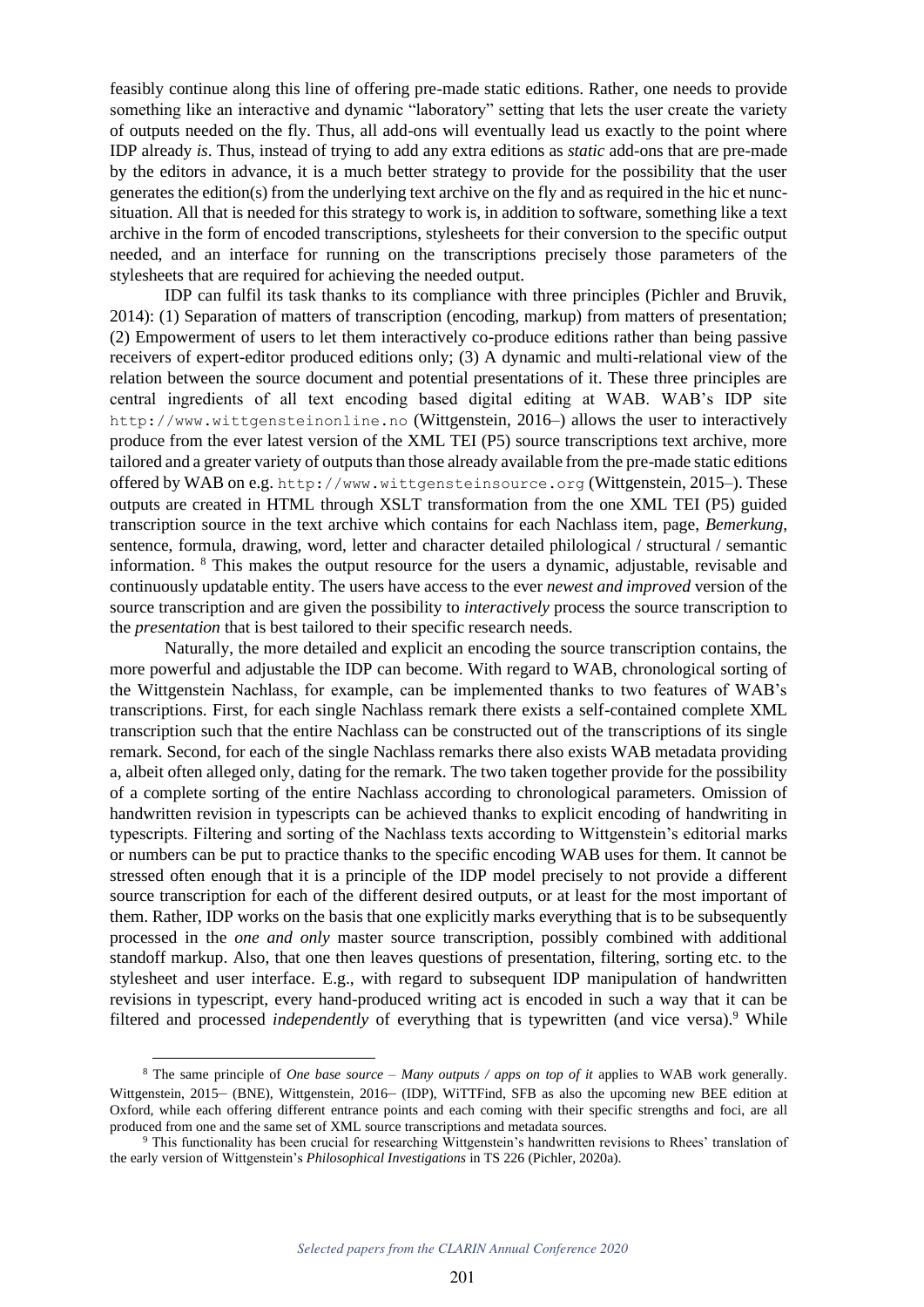feasibly continue along this line of offering pre-made static editions. Rather, one needs to provide something like an interactive and dynamic "laboratory" setting that lets the user create the variety of outputs needed on the fly. Thus, all add-ons will eventually lead us exactly to the point where IDP already *is*. Thus, instead of trying to add any extra editions as *static* add-ons that are pre-made by the editors in advance, it is a much better strategy to provide for the possibility that the user generates the edition(s) from the underlying text archive on the fly and as required in the hic et nunc-situation. All that is needed for this strategy to work is, in addition to software, something like a text archive in the form of encoded transcriptions, stylesheets for their conversion to the specific output needed, and an interface for running on the transcriptions precisely those parameters of the stylesheets that are required for achieving the needed output.

IDP can fulfil its task thanks to its compliance with three principles (Pichler and Bruvik, 2014): (1) Separation of matters of transcription (encoding, markup) from matters of presentation; (2) Empowerment of users to let them interactively co-produce editions rather than being passive receivers of expert-editor produced editions only; (3) A dynamic and multi-relational view of the relation between the source document and potential presentations of it. These three principles are central ingredients of all text encoding based digital editing at WAB. WAB's IDP site `http://www.wittgensteinonline.no` (Wittgenstein, 2016–) allows the user to interactively produce from the ever latest version of the XML TEI (P5) source transcriptions text archive, more tailored and a greater variety of outputs than those already available from the pre-made static editions offered by WAB on e.g. `http://www.wittgensteinsource.org` (Wittgenstein, 2015–). These outputs are created in HTML through XSLT transformation from the one XML TEI (P5) guided transcription source in the text archive which contains for each Nachlass item, page, *Bemerkung*, sentence, formula, drawing, word, letter and character detailed philological / structural / semantic information. [8] This makes the output resource for the users a dynamic, adjustable, revisable and continuously updatable entity. The users have access to the ever *newest and improved* version of the source transcription and are given the possibility to *interactively* process the source transcription to the *presentation* that is best tailored to their specific research needs.

Naturally, the more detailed and explicit an encoding the source transcription contains, the more powerful and adjustable the IDP can become. With regard to WAB, chronological sorting of the Wittgenstein Nachlass, for example, can be implemented thanks to two features of WAB's transcriptions. First, for each single Nachlass remark there exists a self-contained complete XML transcription such that the entire Nachlass can be constructed out of the transcriptions of its single remark. Second, for each of the single Nachlass remarks there also exists WAB metadata providing a, albeit often alleged only, dating for the remark. The two taken together provide for the possibility of a complete sorting of the entire Nachlass according to chronological parameters. Omission of handwritten revision in typescripts can be achieved thanks to explicit encoding of handwriting in typescripts. Filtering and sorting of the Nachlass texts according to Wittgenstein's editorial marks or numbers can be put to practice thanks to the specific encoding WAB uses for them. It cannot be stressed often enough that it is a principle of the IDP model precisely to not provide a different source transcription for each of the different desired outputs, or at least for the most important of them. Rather, IDP works on the basis that one explicitly marks everything that is to be subsequently processed in the *one and only* master source transcription, possibly combined with additional standoff markup. Also, that one then leaves questions of presentation, filtering, sorting etc. to the stylesheet and user interface. E.g., with regard to subsequent IDP manipulation of handwritten revisions in typescript, every hand-produced writing act is encoded in such a way that it can be filtered and processed *independently* of everything that is typewritten (and vice versa).[9] While

[8] The same principle of *One base source – Many outputs / apps on top of it* applies to WAB work generally. Wittgenstein, 2015– (BNE), Wittgenstein, 2016– (IDP), WiTTFind, SFB as also the upcoming new BEE edition at Oxford, while each offering different entrance points and each coming with their specific strengths and foci, are all produced from one and the same set of XML source transcriptions and metadata sources.

[9] This functionality has been crucial for researching Wittgenstein's handwritten revisions to Rhees' translation of the early version of Wittgenstein's *Philosophical Investigations* in TS 226 (Pichler, 2020a).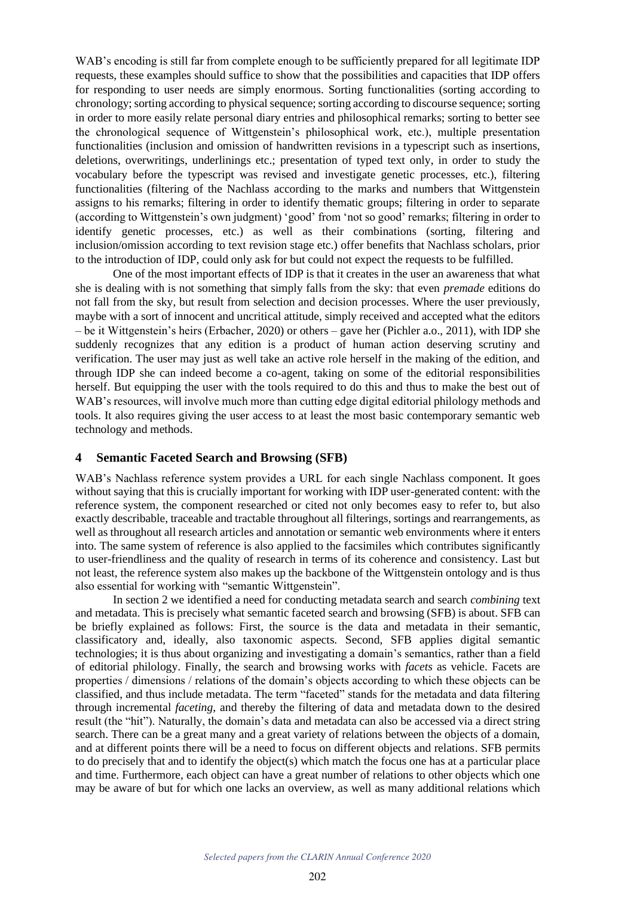WAB's encoding is still far from complete enough to be sufficiently prepared for all legitimate IDP requests, these examples should suffice to show that the possibilities and capacities that IDP offers for responding to user needs are simply enormous. Sorting functionalities (sorting according to chronology; sorting according to physical sequence; sorting according to discourse sequence; sorting in order to more easily relate personal diary entries and philosophical remarks; sorting to better see the chronological sequence of Wittgenstein's philosophical work, etc.), multiple presentation functionalities (inclusion and omission of handwritten revisions in a typescript such as insertions, deletions, overwritings, underlinings etc.; presentation of typed text only, in order to study the vocabulary before the typescript was revised and investigate genetic processes, etc.), filtering functionalities (filtering of the Nachlass according to the marks and numbers that Wittgenstein assigns to his remarks; filtering in order to identify thematic groups; filtering in order to separate (according to Wittgenstein's own judgment) 'good' from 'not so good' remarks; filtering in order to identify genetic processes, etc.) as well as their combinations (sorting, filtering and inclusion/omission according to text revision stage etc.) offer benefits that Nachlass scholars, prior to the introduction of IDP, could only ask for but could not expect the requests to be fulfilled.

One of the most important effects of IDP is that it creates in the user an awareness that what she is dealing with is not something that simply falls from the sky: that even *premade* editions do not fall from the sky, but result from selection and decision processes. Where the user previously, maybe with a sort of innocent and uncritical attitude, simply received and accepted what the editors – be it Wittgenstein's heirs (Erbacher, 2020) or others – gave her (Pichler a.o., 2011), with IDP she suddenly recognizes that any edition is a product of human action deserving scrutiny and verification. The user may just as well take an active role herself in the making of the edition, and through IDP she can indeed become a co-agent, taking on some of the editorial responsibilities herself. But equipping the user with the tools required to do this and thus to make the best out of WAB's resources, will involve much more than cutting edge digital editorial philology methods and tools. It also requires giving the user access to at least the most basic contemporary semantic web technology and methods.

## 4 Semantic Faceted Search and Browsing (SFB)

WAB's Nachlass reference system provides a URL for each single Nachlass component. It goes without saying that this is crucially important for working with IDP user-generated content: with the reference system, the component researched or cited not only becomes easy to refer to, but also exactly describable, traceable and tractable throughout all filterings, sortings and rearrangements, as well as throughout all research articles and annotation or semantic web environments where it enters into. The same system of reference is also applied to the facsimiles which contributes significantly to user-friendliness and the quality of research in terms of its coherence and consistency. Last but not least, the reference system also makes up the backbone of the Wittgenstein ontology and is thus also essential for working with "semantic Wittgenstein".

In section 2 we identified a need for conducting metadata search and search *combining* text and metadata. This is precisely what semantic faceted search and browsing (SFB) is about. SFB can be briefly explained as follows: First, the source is the data and metadata in their semantic, classificatory and, ideally, also taxonomic aspects. Second, SFB applies digital semantic technologies; it is thus about organizing and investigating a domain's semantics, rather than a field of editorial philology. Finally, the search and browsing works with *facets* as vehicle. Facets are properties / dimensions / relations of the domain's objects according to which these objects can be classified, and thus include metadata. The term "faceted" stands for the metadata and data filtering through incremental *faceting,* and thereby the filtering of data and metadata down to the desired result (the "hit"). Naturally, the domain's data and metadata can also be accessed via a direct string search. There can be a great many and a great variety of relations between the objects of a domain, and at different points there will be a need to focus on different objects and relations. SFB permits to do precisely that and to identify the object(s) which match the focus one has at a particular place and time. Furthermore, each object can have a great number of relations to other objects which one may be aware of but for which one lacks an overview, as well as many additional relations which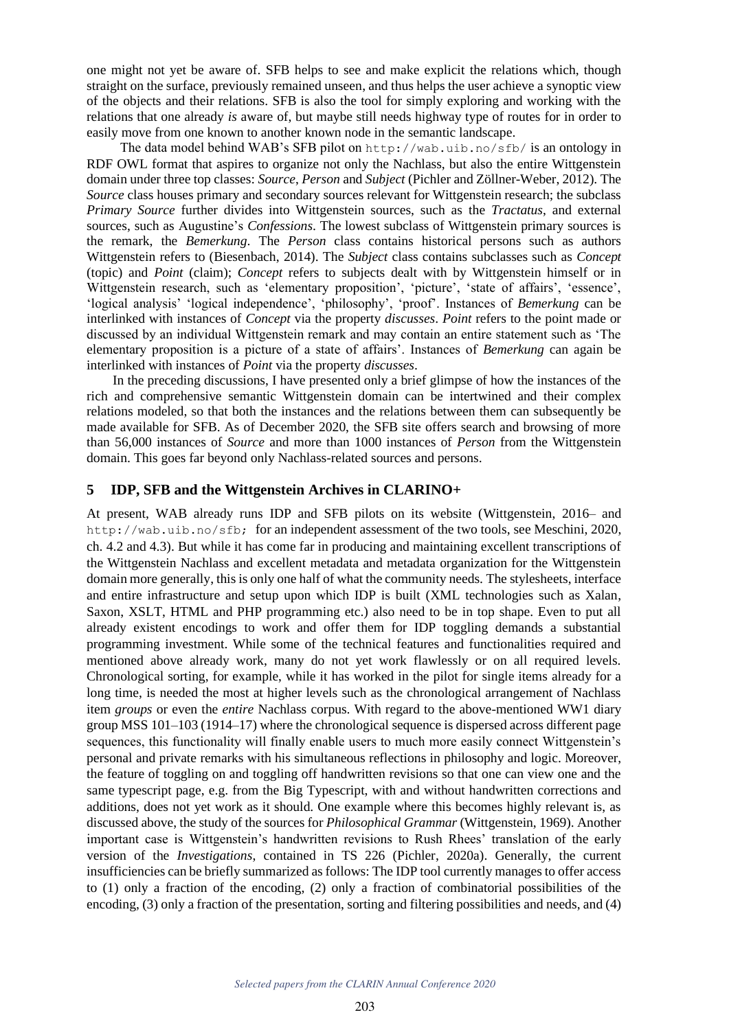one might not yet be aware of. SFB helps to see and make explicit the relations which, though straight on the surface, previously remained unseen, and thus helps the user achieve a synoptic view of the objects and their relations. SFB is also the tool for simply exploring and working with the relations that one already *is* aware of, but maybe still needs highway type of routes for in order to easily move from one known to another known node in the semantic landscape.

The data model behind WAB's SFB pilot on `http://wab.uib.no/sfb/` is an ontology in RDF OWL format that aspires to organize not only the Nachlass, but also the entire Wittgenstein domain under three top classes: *Source*, *Person* and *Subject* (Pichler and Zöllner-Weber, 2012). The *Source* class houses primary and secondary sources relevant for Wittgenstein research; the subclass *Primary Source* further divides into Wittgenstein sources, such as the *Tractatus*, and external sources, such as Augustine's *Confessions*. The lowest subclass of Wittgenstein primary sources is the remark, the *Bemerkung*. The *Person* class contains historical persons such as authors Wittgenstein refers to (Biesenbach, 2014). The *Subject* class contains subclasses such as *Concept* (topic) and *Point* (claim); *Concept* refers to subjects dealt with by Wittgenstein himself or in Wittgenstein research, such as 'elementary proposition', 'picture', 'state of affairs', 'essence', 'logical analysis' 'logical independence', 'philosophy', 'proof'. Instances of *Bemerkung* can be interlinked with instances of *Concept* via the property *discusses*. *Point* refers to the point made or discussed by an individual Wittgenstein remark and may contain an entire statement such as 'The elementary proposition is a picture of a state of affairs'. Instances of *Bemerkung* can again be interlinked with instances of *Point* via the property *discusses*.

In the preceding discussions, I have presented only a brief glimpse of how the instances of the rich and comprehensive semantic Wittgenstein domain can be intertwined and their complex relations modeled, so that both the instances and the relations between them can subsequently be made available for SFB. As of December 2020, the SFB site offers search and browsing of more than 56,000 instances of *Source* and more than 1000 instances of *Person* from the Wittgenstein domain. This goes far beyond only Nachlass-related sources and persons.

## 5 IDP, SFB and the Wittgenstein Archives in CLARINO+

At present, WAB already runs IDP and SFB pilots on its website (Wittgenstein, 2016– and `http://wab.uib.no/sfb;` for an independent assessment of the two tools, see Meschini, 2020, ch. 4.2 and 4.3). But while it has come far in producing and maintaining excellent transcriptions of the Wittgenstein Nachlass and excellent metadata and metadata organization for the Wittgenstein domain more generally, this is only one half of what the community needs. The stylesheets, interface and entire infrastructure and setup upon which IDP is built (XML technologies such as Xalan, Saxon, XSLT, HTML and PHP programming etc.) also need to be in top shape. Even to put all already existent encodings to work and offer them for IDP toggling demands a substantial programming investment. While some of the technical features and functionalities required and mentioned above already work, many do not yet work flawlessly or on all required levels. Chronological sorting, for example, while it has worked in the pilot for single items already for a long time, is needed the most at higher levels such as the chronological arrangement of Nachlass item *groups* or even the *entire* Nachlass corpus. With regard to the above-mentioned WW1 diary group MSS 101–103 (1914–17) where the chronological sequence is dispersed across different page sequences, this functionality will finally enable users to much more easily connect Wittgenstein's personal and private remarks with his simultaneous reflections in philosophy and logic. Moreover, the feature of toggling on and toggling off handwritten revisions so that one can view one and the same typescript page, e.g. from the Big Typescript, with and without handwritten corrections and additions, does not yet work as it should. One example where this becomes highly relevant is, as discussed above, the study of the sources for *Philosophical Grammar* (Wittgenstein, 1969). Another important case is Wittgenstein's handwritten revisions to Rush Rhees' translation of the early version of the *Investigations*, contained in TS 226 (Pichler, 2020a). Generally, the current insufficiencies can be briefly summarized as follows: The IDP tool currently manages to offer access to (1) only a fraction of the encoding, (2) only a fraction of combinatorial possibilities of the encoding, (3) only a fraction of the presentation, sorting and filtering possibilities and needs, and (4)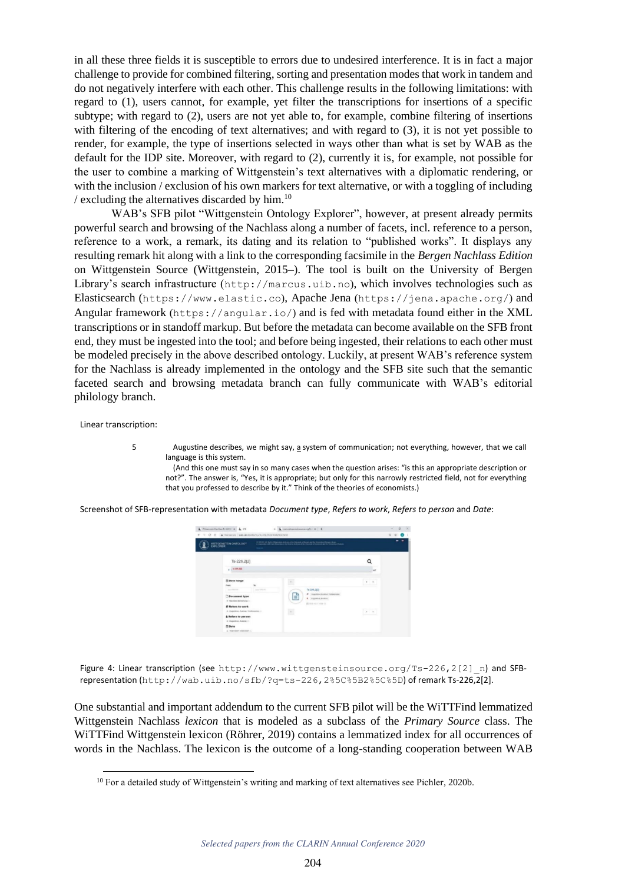in all these three fields it is susceptible to errors due to undesired interference. It is in fact a major challenge to provide for combined filtering, sorting and presentation modes that work in tandem and do not negatively interfere with each other. This challenge results in the following limitations: with regard to (1), users cannot, for example, yet filter the transcriptions for insertions of a specific subtype; with regard to (2), users are not yet able to, for example, combine filtering of insertions with filtering of the encoding of text alternatives; and with regard to (3), it is not yet possible to render, for example, the type of insertions selected in ways other than what is set by WAB as the default for the IDP site. Moreover, with regard to (2), currently it is, for example, not possible for the user to combine a marking of Wittgenstein's text alternatives with a diplomatic rendering, or with the inclusion / exclusion of his own markers for text alternative, or with a toggling of including / excluding the alternatives discarded by him.[10]

WAB's SFB pilot "Wittgenstein Ontology Explorer", however, at present already permits powerful search and browsing of the Nachlass along a number of facets, incl. reference to a person, reference to a work, a remark, its dating and its relation to "published works". It displays any resulting remark hit along with a link to the corresponding facsimile in the *Bergen Nachlass Edition* on Wittgenstein Source (Wittgenstein, 2015–). The tool is built on the University of Bergen Library's search infrastructure (`http://marcus.uib.no`), which involves technologies such as Elasticsearch (`https://www.elastic.co`), Apache Jena (`https://jena.apache.org/`) and Angular framework (`https://angular.io/`) and is fed with metadata found either in the XML transcriptions or in standoff markup. But before the metadata can become available on the SFB front end, they must be ingested into the tool; and before being ingested, their relations to each other must be modeled precisely in the above described ontology. Luckily, at present WAB's reference system for the Nachlass is already implemented in the ontology and the SFB site such that the semantic faceted search and browsing metadata branch can fully communicate with WAB's editorial philology branch.

Linear transcription:

5 Augustine describes, we might say, a system of communication; not everything, however, that we call language is this system.
(And this one must say in so many cases when the question arises: "is this an appropriate description or not?". The answer is, "Yes, it is appropriate; but only for this narrowly restricted field, not for everything that you professed to describe by it." Think of the theories of economists.)

Screenshot of SFB-representation with metadata *Document type*, *Refers to work*, *Refers to person* and *Date*:

Figure 4: Linear transcription (see `http://www.wittgensteinsource.org/Ts-226,2[2]_n`) and SFB-representation (`http://wab.uib.no/sfb/?q=ts-226,2%5C%5B2%5C%5D`) of remark Ts-226,2[2].

One substantial and important addendum to the current SFB pilot will be the WiTTFind lemmatized Wittgenstein Nachlass *lexicon* that is modeled as a subclass of the *Primary Source* class. The WiTTFind Wittgenstein lexicon (Röhrer, 2019) contains a lemmatized index for all occurrences of words in the Nachlass. The lexicon is the outcome of a long-standing cooperation between WAB

[10] For a detailed study of Wittgenstein's writing and marking of text alternatives see Pichler, 2020b.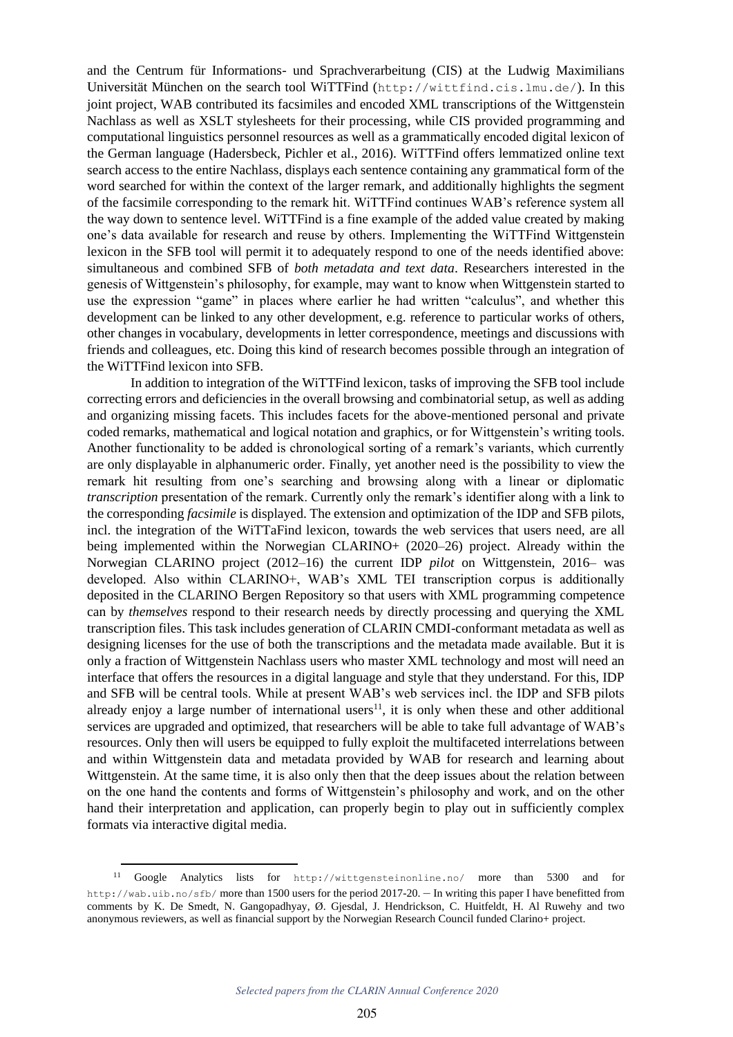and the Centrum für Informations- und Sprachverarbeitung (CIS) at the Ludwig Maximilians Universität München on the search tool WiTTFind (http://wittfind.cis.lmu.de/). In this joint project, WAB contributed its facsimiles and encoded XML transcriptions of the Wittgenstein Nachlass as well as XSLT stylesheets for their processing, while CIS provided programming and computational linguistics personnel resources as well as a grammatically encoded digital lexicon of the German language (Hadersbeck, Pichler et al., 2016). WiTTFind offers lemmatized online text search access to the entire Nachlass, displays each sentence containing any grammatical form of the word searched for within the context of the larger remark, and additionally highlights the segment of the facsimile corresponding to the remark hit. WiTTFind continues WAB's reference system all the way down to sentence level. WiTTFind is a fine example of the added value created by making one's data available for research and reuse by others. Implementing the WiTTFind Wittgenstein lexicon in the SFB tool will permit it to adequately respond to one of the needs identified above: simultaneous and combined SFB of *both metadata and text data*. Researchers interested in the genesis of Wittgenstein's philosophy, for example, may want to know when Wittgenstein started to use the expression "game" in places where earlier he had written "calculus", and whether this development can be linked to any other development, e.g. reference to particular works of others, other changes in vocabulary, developments in letter correspondence, meetings and discussions with friends and colleagues, etc. Doing this kind of research becomes possible through an integration of the WiTTFind lexicon into SFB.

In addition to integration of the WiTTFind lexicon, tasks of improving the SFB tool include correcting errors and deficiencies in the overall browsing and combinatorial setup, as well as adding and organizing missing facets. This includes facets for the above-mentioned personal and private coded remarks, mathematical and logical notation and graphics, or for Wittgenstein's writing tools. Another functionality to be added is chronological sorting of a remark's variants, which currently are only displayable in alphanumeric order. Finally, yet another need is the possibility to view the remark hit resulting from one's searching and browsing along with a linear or diplomatic *transcription* presentation of the remark. Currently only the remark's identifier along with a link to the corresponding *facsimile* is displayed. The extension and optimization of the IDP and SFB pilots, incl. the integration of the WiTTaFind lexicon, towards the web services that users need, are all being implemented within the Norwegian CLARINO+ (2020–26) project. Already within the Norwegian CLARINO project (2012–16) the current IDP *pilot* on Wittgenstein, 2016– was developed. Also within CLARINO+, WAB's XML TEI transcription corpus is additionally deposited in the CLARINO Bergen Repository so that users with XML programming competence can by *themselves* respond to their research needs by directly processing and querying the XML transcription files. This task includes generation of CLARIN CMDI-conformant metadata as well as designing licenses for the use of both the transcriptions and the metadata made available. But it is only a fraction of Wittgenstein Nachlass users who master XML technology and most will need an interface that offers the resources in a digital language and style that they understand. For this, IDP and SFB will be central tools. While at present WAB's web services incl. the IDP and SFB pilots already enjoy a large number of international users[11], it is only when these and other additional services are upgraded and optimized, that researchers will be able to take full advantage of WAB's resources. Only then will users be equipped to fully exploit the multifaceted interrelations between and within Wittgenstein data and metadata provided by WAB for research and learning about Wittgenstein. At the same time, it is also only then that the deep issues about the relation between on the one hand the contents and forms of Wittgenstein's philosophy and work, and on the other hand their interpretation and application, can properly begin to play out in sufficiently complex formats via interactive digital media.

[11] Google Analytics lists for http://wittgensteinonline.no/ more than 5300 and for http://wab.uib.no/sfb/ more than 1500 users for the period 2017-20. – In writing this paper I have benefitted from comments by K. De Smedt, N. Gangopadhyay, Ø. Gjesdal, J. Hendrickson, C. Huitfeldt, H. Al Ruwehy and two anonymous reviewers, as well as financial support by the Norwegian Research Council funded Clarino+ project.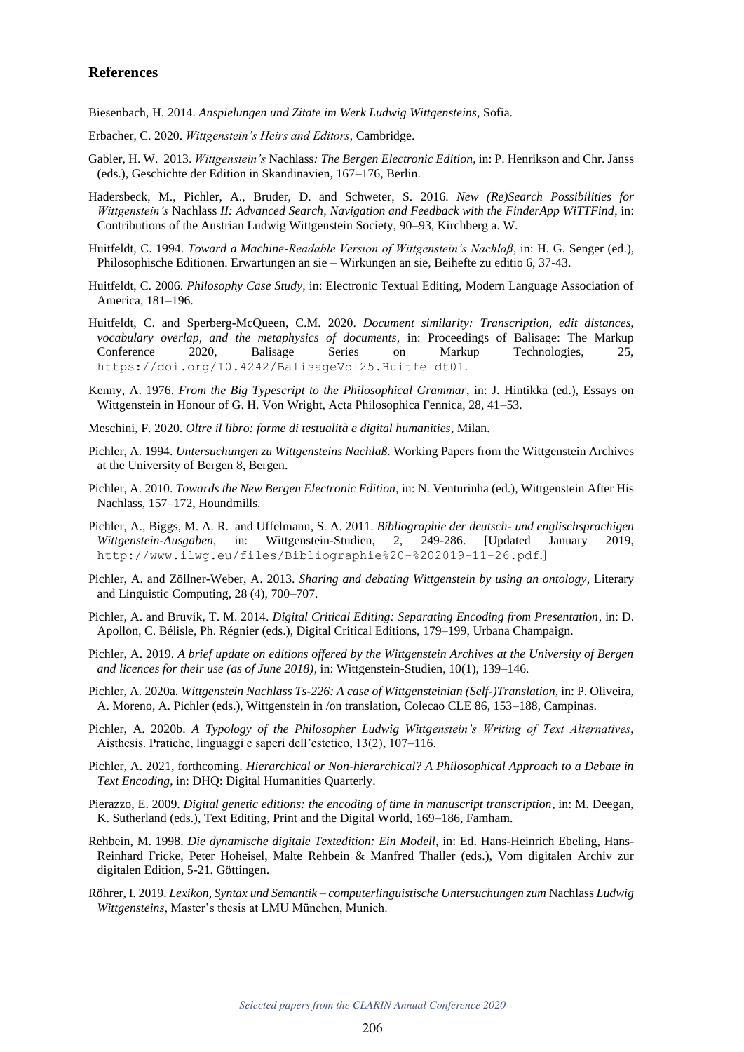## References

Biesenbach, H. 2014. *Anspielungen und Zitate im Werk Ludwig Wittgensteins*, Sofia.

Erbacher, C. 2020. *Wittgenstein's Heirs and Editors*, Cambridge.

Gabler, H. W. 2013. *Wittgenstein's* Nachlass*: The Bergen Electronic Edition*, in: P. Henrikson and Chr. Janss (eds.), Geschichte der Edition in Skandinavien, 167–176, Berlin.

Hadersbeck, M., Pichler, A., Bruder, D. and Schweter, S. 2016. *New (Re)Search Possibilities for Wittgenstein's* Nachlass *II: Advanced Search, Navigation and Feedback with the FinderApp WiTTFind*, in: Contributions of the Austrian Ludwig Wittgenstein Society, 90–93, Kirchberg a. W.

Huitfeldt, C. 1994. *Toward a Machine-Readable Version of Wittgenstein's Nachlaß*, in: H. G. Senger (ed.), Philosophische Editionen. Erwartungen an sie – Wirkungen an sie, Beihefte zu editio 6, 37-43.

Huitfeldt, C. 2006. *Philosophy Case Study*, in: Electronic Textual Editing, Modern Language Association of America, 181–196.

Huitfeldt, C. and Sperberg-McQueen, C.M. 2020. *Document similarity: Transcription, edit distances, vocabulary overlap, and the metaphysics of documents*, in: Proceedings of Balisage: The Markup Conference 2020, Balisage Series on Markup Technologies, 25, https://doi.org/10.4242/BalisageVol25.Huitfeldt01.

Kenny, A. 1976. *From the Big Typescript to the Philosophical Grammar*, in: J. Hintikka (ed.), Essays on Wittgenstein in Honour of G. H. Von Wright, Acta Philosophica Fennica, 28, 41–53.

Meschini, F. 2020. *Oltre il libro: forme di testualità e digital humanities*, Milan.

Pichler, A. 1994. *Untersuchungen zu Wittgensteins Nachlaß.* Working Papers from the Wittgenstein Archives at the University of Bergen 8, Bergen.

Pichler, A. 2010. *Towards the New Bergen Electronic Edition*, in: N. Venturinha (ed.), Wittgenstein After His Nachlass, 157–172, Houndmills.

Pichler, A., Biggs, M. A. R. and Uffelmann, S. A. 2011. *Bibliographie der deutsch- und englischsprachigen Wittgenstein-Ausgaben*, in: Wittgenstein-Studien, 2, 249-286. [Updated January 2019, http://www.ilwg.eu/files/Bibliographie%20-%202019-11-26.pdf.]

Pichler, A. and Zöllner-Weber, A. 2013. *Sharing and debating Wittgenstein by using an ontology*, Literary and Linguistic Computing, 28 (4), 700–707.

Pichler, A. and Bruvik, T. M. 2014. *Digital Critical Editing: Separating Encoding from Presentation*, in: D. Apollon, C. Bélisle, Ph. Régnier (eds.), Digital Critical Editions, 179–199, Urbana Champaign.

Pichler, A. 2019. *A brief update on editions offered by the Wittgenstein Archives at the University of Bergen and licences for their use (as of June 2018)*, in: Wittgenstein-Studien, 10(1), 139–146.

Pichler, A. 2020a. *Wittgenstein Nachlass Ts-226: A case of Wittgensteinian (Self-)Translation*, in: P. Oliveira, A. Moreno, A. Pichler (eds.), Wittgenstein in /on translation, Colecao CLE 86, 153–188, Campinas.

Pichler, A. 2020b. *A Typology of the Philosopher Ludwig Wittgenstein's Writing of Text Alternatives*, Aisthesis. Pratiche, linguaggi e saperi dell'estetico, 13(2), 107–116.

Pichler, A. 2021, forthcoming. *Hierarchical or Non-hierarchical? A Philosophical Approach to a Debate in Text Encoding*, in: DHQ: Digital Humanities Quarterly.

Pierazzo, E. 2009. *Digital genetic editions: the encoding of time in manuscript transcription*, in: M. Deegan, K. Sutherland (eds.), Text Editing, Print and the Digital World, 169–186, Famham.

Rehbein, M. 1998. *Die dynamische digitale Textedition: Ein Modell*, in: Ed. Hans-Heinrich Ebeling, Hans-Reinhard Fricke, Peter Hoheisel, Malte Rehbein & Manfred Thaller (eds.), Vom digitalen Archiv zur digitalen Edition, 5-21. Göttingen.

Röhrer, I. 2019. *Lexikon, Syntax und Semantik – computerlinguistische Untersuchungen zum* Nachlass *Ludwig Wittgensteins*, Master's thesis at LMU München, Munich.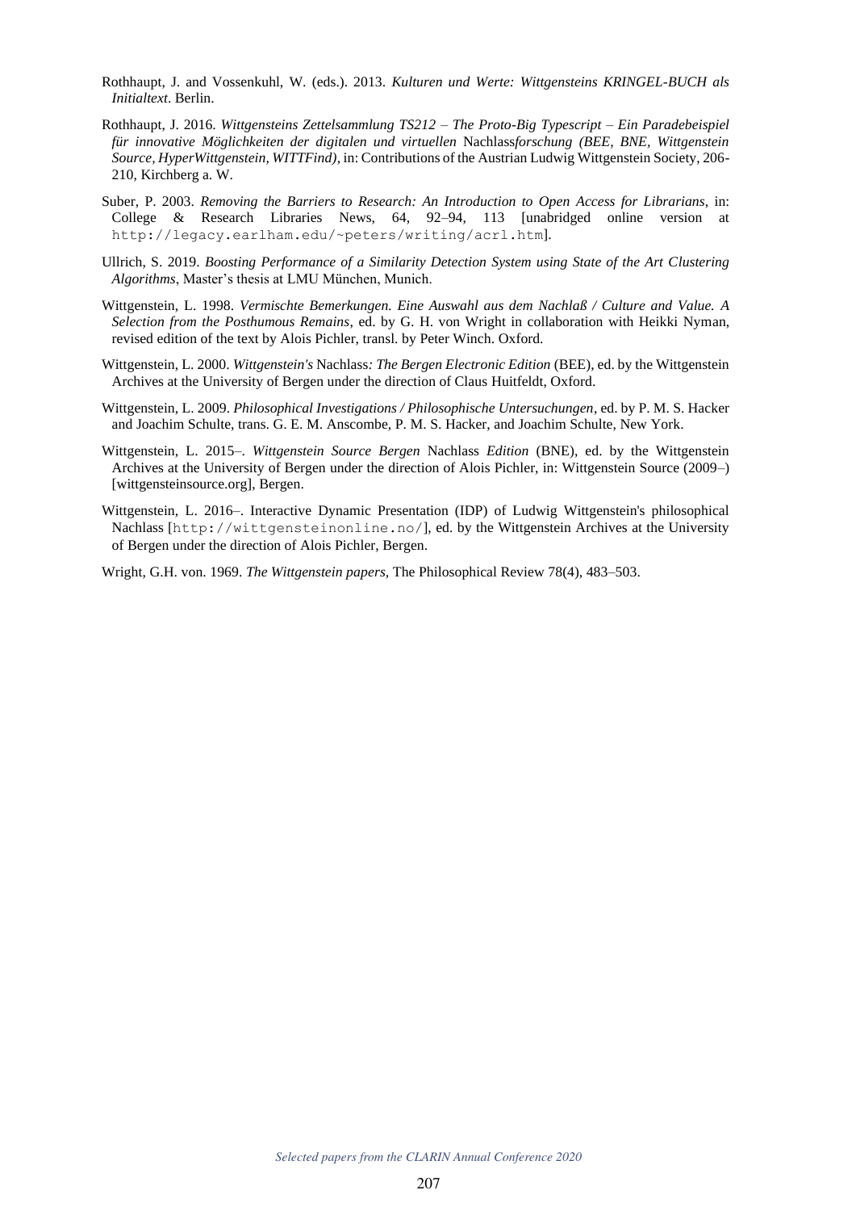Rothhaupt, J. and Vossenkuhl, W. (eds.). 2013. *Kulturen und Werte: Wittgensteins KRINGEL-BUCH als Initialtext*. Berlin.

Rothhaupt, J. 2016. *Wittgensteins Zettelsammlung TS212 – The Proto-Big Typescript – Ein Paradebeispiel für innovative Möglichkeiten der digitalen und virtuellen* Nachlass*forschung (BEE, BNE, Wittgenstein Source, HyperWittgenstein, WITTFind)*, in: Contributions of the Austrian Ludwig Wittgenstein Society, 206-210, Kirchberg a. W.

Suber, P. 2003. *Removing the Barriers to Research: An Introduction to Open Access for Librarians*, in: College & Research Libraries News, 64, 92–94, 113 [unabridged online version at `http://legacy.earlham.edu/~peters/writing/acrl.htm`].

Ullrich, S. 2019. *Boosting Performance of a Similarity Detection System using State of the Art Clustering Algorithms*, Master's thesis at LMU München, Munich.

Wittgenstein, L. 1998. *Vermischte Bemerkungen. Eine Auswahl aus dem Nachlaß / Culture and Value. A Selection from the Posthumous Remains*, ed. by G. H. von Wright in collaboration with Heikki Nyman, revised edition of the text by Alois Pichler, transl. by Peter Winch. Oxford.

Wittgenstein, L. 2000. *Wittgenstein's* Nachlass*: The Bergen Electronic Edition* (BEE), ed. by the Wittgenstein Archives at the University of Bergen under the direction of Claus Huitfeldt, Oxford.

Wittgenstein, L. 2009. *Philosophical Investigations / Philosophische Untersuchungen*, ed. by P. M. S. Hacker and Joachim Schulte, trans. G. E. M. Anscombe, P. M. S. Hacker, and Joachim Schulte, New York.

Wittgenstein, L. 2015–. *Wittgenstein Source Bergen* Nachlass *Edition* (BNE), ed. by the Wittgenstein Archives at the University of Bergen under the direction of Alois Pichler, in: Wittgenstein Source (2009–) [wittgensteinsource.org], Bergen.

Wittgenstein, L. 2016–. Interactive Dynamic Presentation (IDP) of Ludwig Wittgenstein's philosophical Nachlass [`http://wittgensteinonline.no/`], ed. by the Wittgenstein Archives at the University of Bergen under the direction of Alois Pichler, Bergen.

Wright, G.H. von. 1969. *The Wittgenstein papers*, The Philosophical Review 78(4), 483–503.